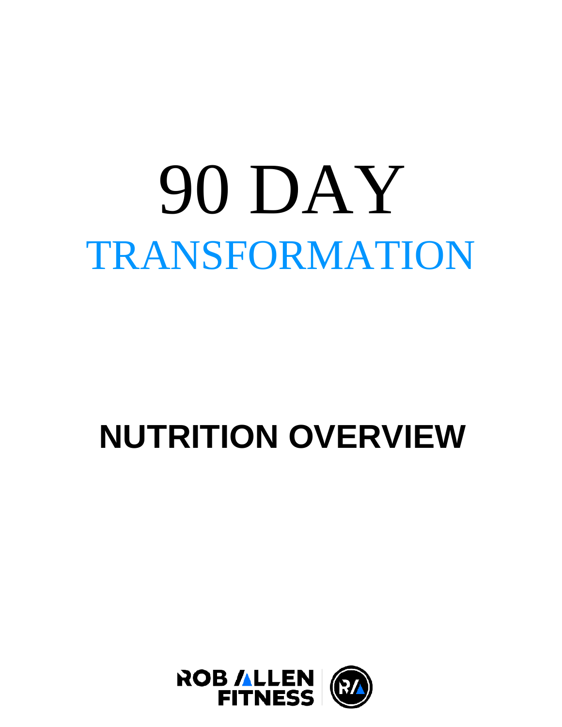# 90 DAY
# TRANSFORMATION

## NUTRITION OVERVIEW

ROB ALLEN FITNESS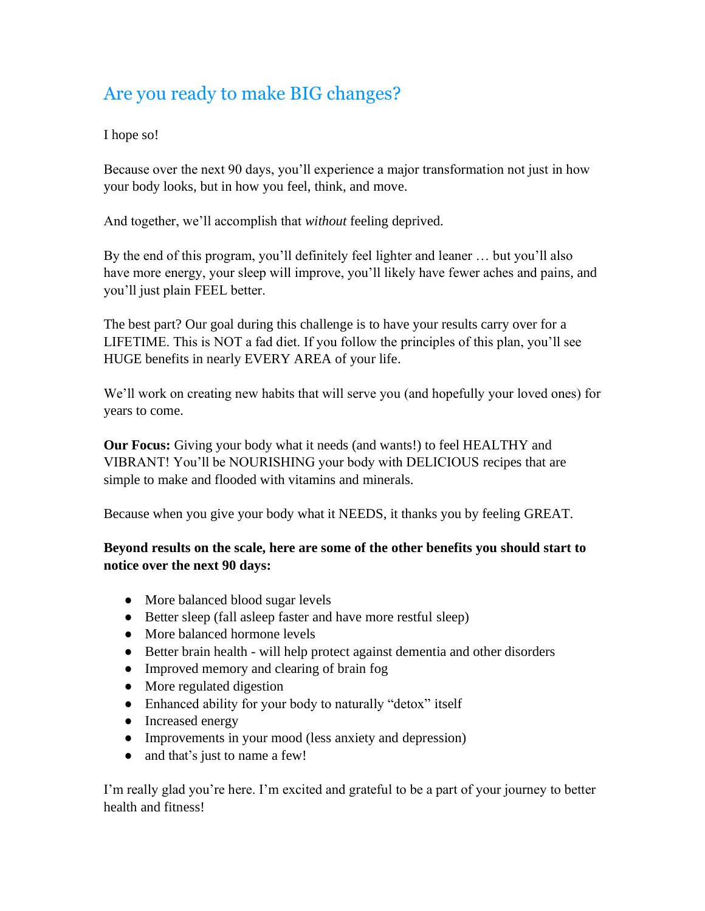# Are you ready to make BIG changes?

I hope so!

Because over the next 90 days, you'll experience a major transformation not just in how your body looks, but in how you feel, think, and move.

And together, we'll accomplish that *without* feeling deprived.

By the end of this program, you'll definitely feel lighter and leaner … but you'll also have more energy, your sleep will improve, you'll likely have fewer aches and pains, and you'll just plain FEEL better.

The best part? Our goal during this challenge is to have your results carry over for a LIFETIME. This is NOT a fad diet. If you follow the principles of this plan, you'll see HUGE benefits in nearly EVERY AREA of your life.

We'll work on creating new habits that will serve you (and hopefully your loved ones) for years to come.

**Our Focus:** Giving your body what it needs (and wants!) to feel HEALTHY and VIBRANT! You'll be NOURISHING your body with DELICIOUS recipes that are simple to make and flooded with vitamins and minerals.

Because when you give your body what it NEEDS, it thanks you by feeling GREAT.

**Beyond results on the scale, here are some of the other benefits you should start to notice over the next 90 days:**

- More balanced blood sugar levels
- Better sleep (fall asleep faster and have more restful sleep)
- More balanced hormone levels
- Better brain health - will help protect against dementia and other disorders
- Improved memory and clearing of brain fog
- More regulated digestion
- Enhanced ability for your body to naturally "detox" itself
- Increased energy
- Improvements in your mood (less anxiety and depression)
- and that's just to name a few!

I'm really glad you're here. I'm excited and grateful to be a part of your journey to better health and fitness!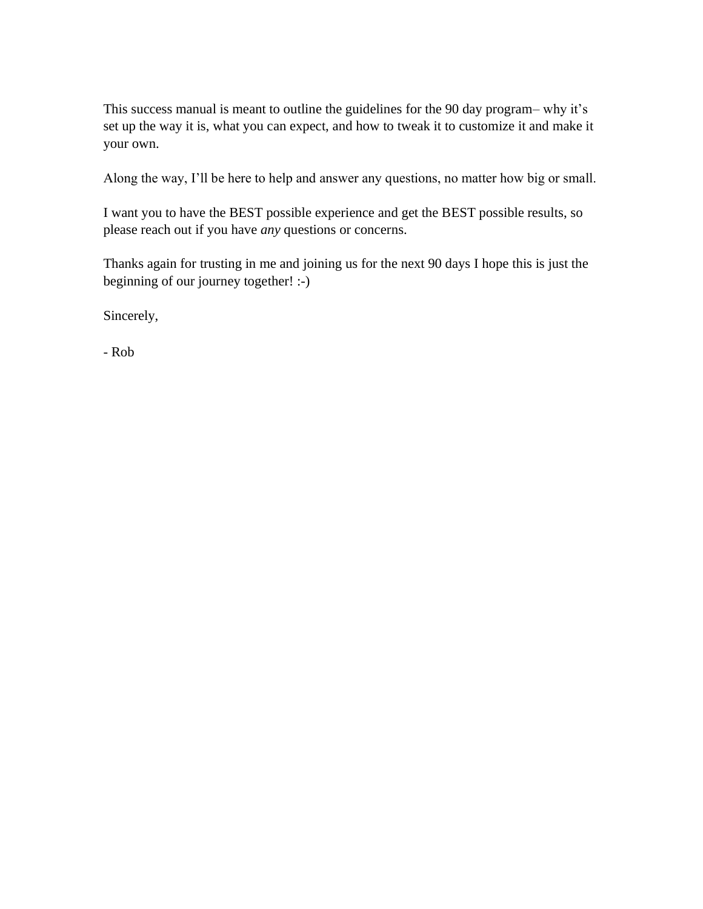This success manual is meant to outline the guidelines for the 90 day program– why it's set up the way it is, what you can expect, and how to tweak it to customize it and make it your own.

Along the way, I'll be here to help and answer any questions, no matter how big or small.

I want you to have the BEST possible experience and get the BEST possible results, so please reach out if you have *any* questions or concerns.

Thanks again for trusting in me and joining us for the next 90 days I hope this is just the beginning of our journey together! :-)

Sincerely,

- Rob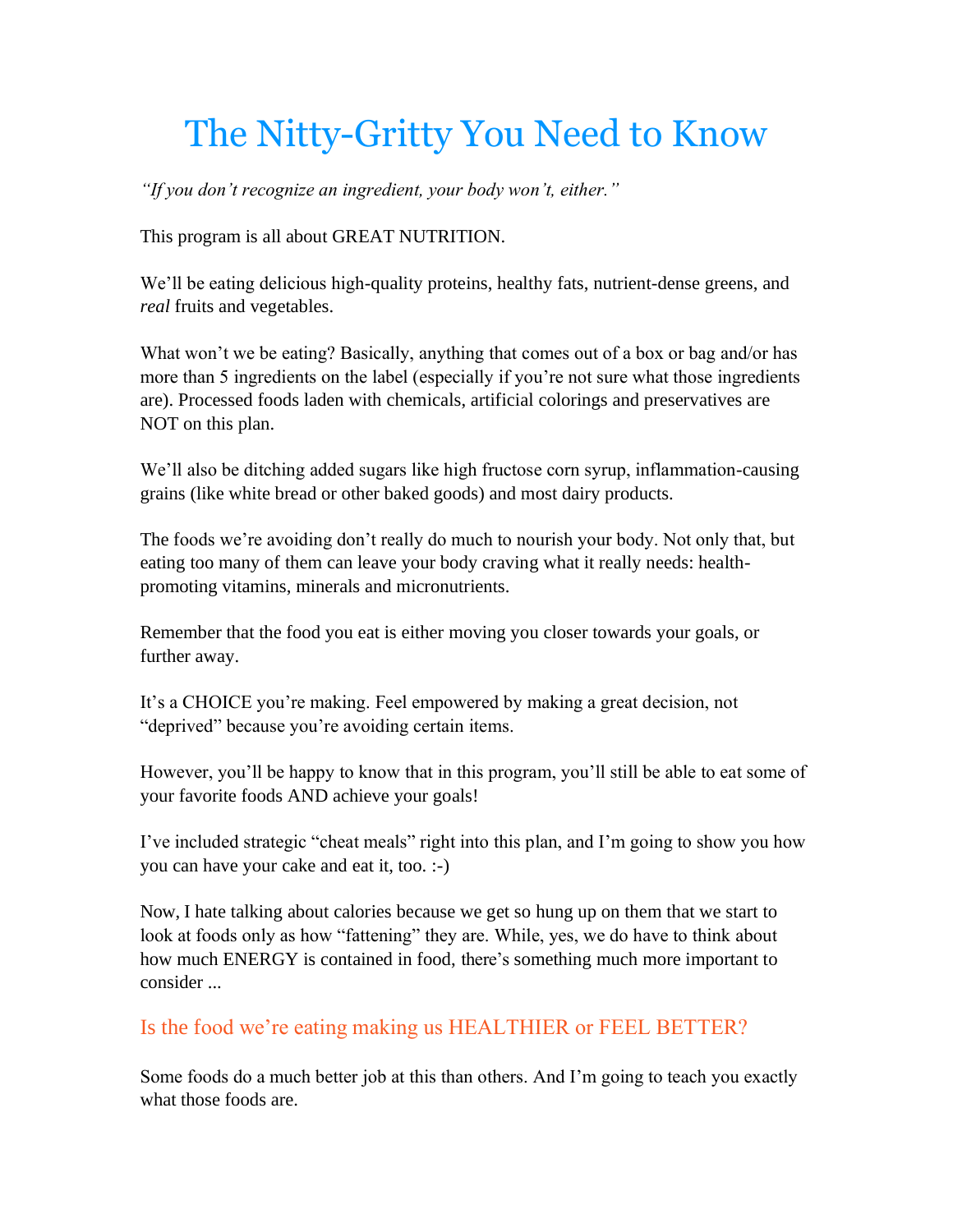# The Nitty-Gritty You Need to Know

*"If you don't recognize an ingredient, your body won't, either."*

This program is all about GREAT NUTRITION.

We'll be eating delicious high-quality proteins, healthy fats, nutrient-dense greens, and *real* fruits and vegetables.

What won't we be eating? Basically, anything that comes out of a box or bag and/or has more than 5 ingredients on the label (especially if you're not sure what those ingredients are). Processed foods laden with chemicals, artificial colorings and preservatives are NOT on this plan.

We'll also be ditching added sugars like high fructose corn syrup, inflammation-causing grains (like white bread or other baked goods) and most dairy products.

The foods we're avoiding don't really do much to nourish your body. Not only that, but eating too many of them can leave your body craving what it really needs: health-promoting vitamins, minerals and micronutrients.

Remember that the food you eat is either moving you closer towards your goals, or further away.

It's a CHOICE you're making. Feel empowered by making a great decision, not "deprived" because you're avoiding certain items.

However, you'll be happy to know that in this program, you'll still be able to eat some of your favorite foods AND achieve your goals!

I've included strategic "cheat meals" right into this plan, and I'm going to show you how you can have your cake and eat it, too. :-)

Now, I hate talking about calories because we get so hung up on them that we start to look at foods only as how "fattening" they are. While, yes, we do have to think about how much ENERGY is contained in food, there's something much more important to consider ...

## Is the food we're eating making us HEALTHIER or FEEL BETTER?

Some foods do a much better job at this than others. And I'm going to teach you exactly what those foods are.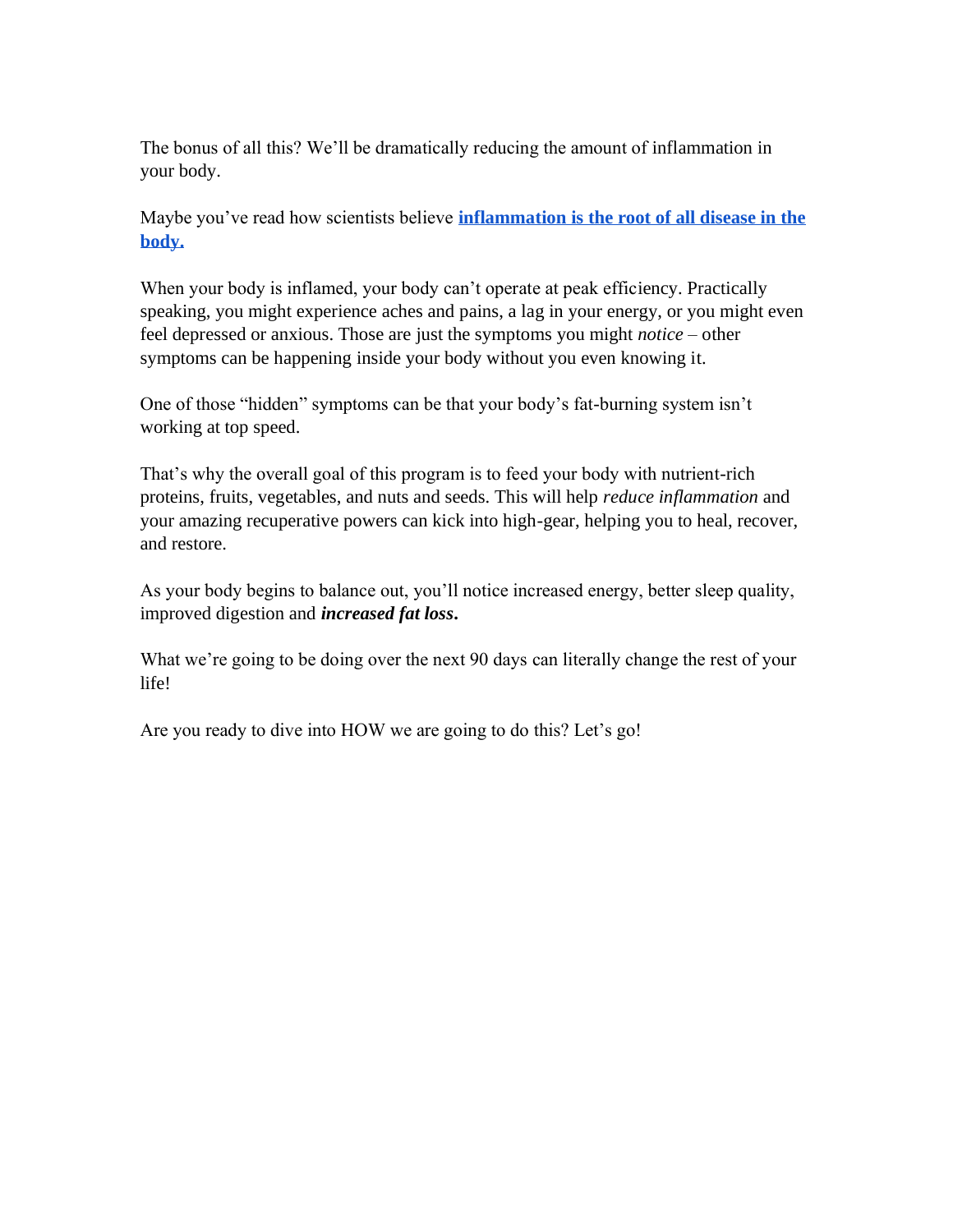The bonus of all this? We'll be dramatically reducing the amount of inflammation in your body.

Maybe you've read how scientists believe **inflammation is the root of all disease in the body.**

When your body is inflamed, your body can't operate at peak efficiency. Practically speaking, you might experience aches and pains, a lag in your energy, or you might even feel depressed or anxious. Those are just the symptoms you might *notice* – other symptoms can be happening inside your body without you even knowing it.

One of those "hidden" symptoms can be that your body's fat-burning system isn't working at top speed.

That's why the overall goal of this program is to feed your body with nutrient-rich proteins, fruits, vegetables, and nuts and seeds. This will help *reduce inflammation* and your amazing recuperative powers can kick into high-gear, helping you to heal, recover, and restore.

As your body begins to balance out, you'll notice increased energy, better sleep quality, improved digestion and ***increased fat loss*****.**

What we're going to be doing over the next 90 days can literally change the rest of your life!

Are you ready to dive into HOW we are going to do this? Let's go!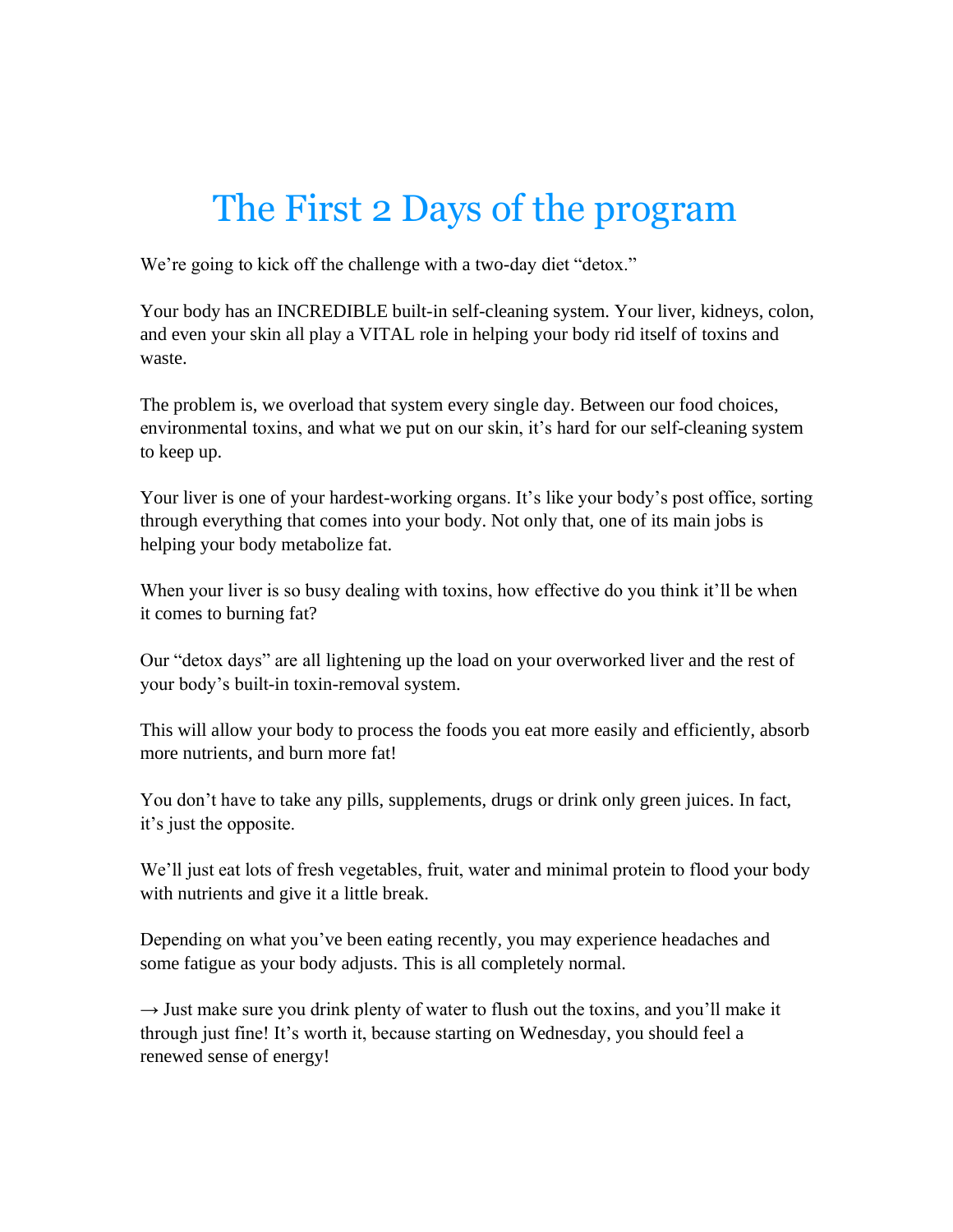# The First 2 Days of the program

We're going to kick off the challenge with a two-day diet "detox."

Your body has an INCREDIBLE built-in self-cleaning system. Your liver, kidneys, colon, and even your skin all play a VITAL role in helping your body rid itself of toxins and waste.

The problem is, we overload that system every single day. Between our food choices, environmental toxins, and what we put on our skin, it's hard for our self-cleaning system to keep up.

Your liver is one of your hardest-working organs. It's like your body's post office, sorting through everything that comes into your body. Not only that, one of its main jobs is helping your body metabolize fat.

When your liver is so busy dealing with toxins, how effective do you think it'll be when it comes to burning fat?

Our "detox days" are all lightening up the load on your overworked liver and the rest of your body's built-in toxin-removal system.

This will allow your body to process the foods you eat more easily and efficiently, absorb more nutrients, and burn more fat!

You don't have to take any pills, supplements, drugs or drink only green juices. In fact, it's just the opposite.

We'll just eat lots of fresh vegetables, fruit, water and minimal protein to flood your body with nutrients and give it a little break.

Depending on what you've been eating recently, you may experience headaches and some fatigue as your body adjusts. This is all completely normal.

→ Just make sure you drink plenty of water to flush out the toxins, and you'll make it through just fine! It's worth it, because starting on Wednesday, you should feel a renewed sense of energy!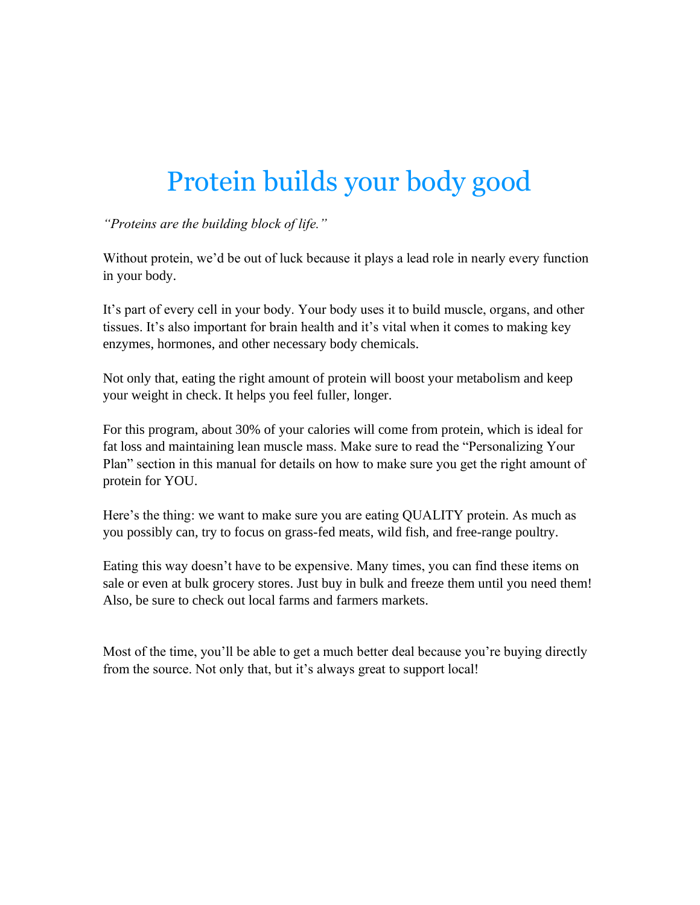# Protein builds your body good

*"Proteins are the building block of life."*

Without protein, we'd be out of luck because it plays a lead role in nearly every function in your body.

It's part of every cell in your body. Your body uses it to build muscle, organs, and other tissues. It's also important for brain health and it's vital when it comes to making key enzymes, hormones, and other necessary body chemicals.

Not only that, eating the right amount of protein will boost your metabolism and keep your weight in check. It helps you feel fuller, longer.

For this program, about 30% of your calories will come from protein, which is ideal for fat loss and maintaining lean muscle mass. Make sure to read the "Personalizing Your Plan" section in this manual for details on how to make sure you get the right amount of protein for YOU.

Here's the thing: we want to make sure you are eating QUALITY protein. As much as you possibly can, try to focus on grass-fed meats, wild fish, and free-range poultry.

Eating this way doesn't have to be expensive. Many times, you can find these items on sale or even at bulk grocery stores. Just buy in bulk and freeze them until you need them! Also, be sure to check out local farms and farmers markets.

Most of the time, you'll be able to get a much better deal because you're buying directly from the source. Not only that, but it's always great to support local!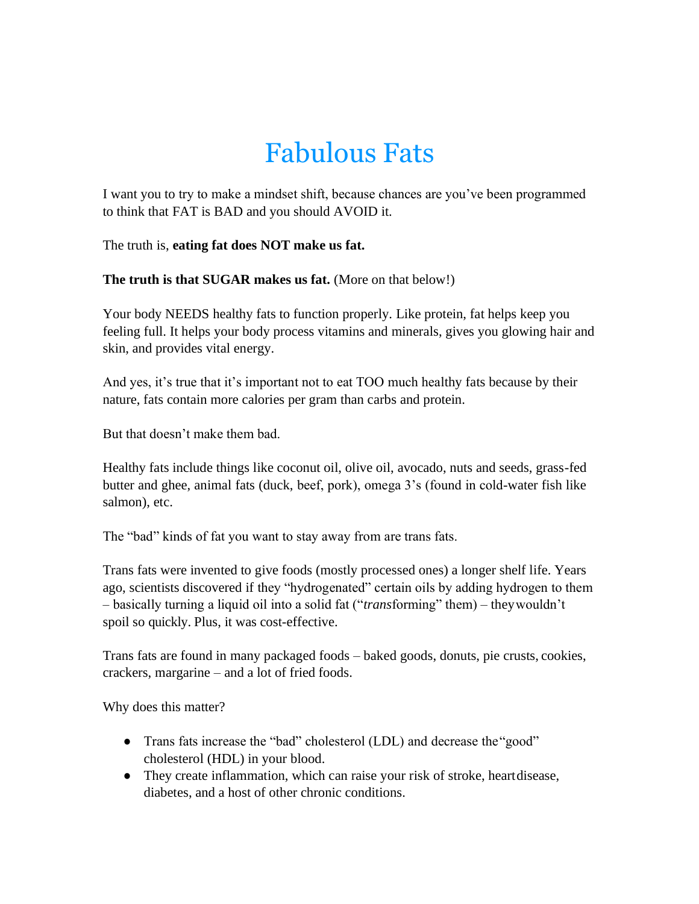# Fabulous Fats

I want you to try to make a mindset shift, because chances are you've been programmed to think that FAT is BAD and you should AVOID it.

The truth is, **eating fat does NOT make us fat.**

**The truth is that SUGAR makes us fat.** (More on that below!)

Your body NEEDS healthy fats to function properly. Like protein, fat helps keep you feeling full. It helps your body process vitamins and minerals, gives you glowing hair and skin, and provides vital energy.

And yes, it's true that it's important not to eat TOO much healthy fats because by their nature, fats contain more calories per gram than carbs and protein.

But that doesn't make them bad.

Healthy fats include things like coconut oil, olive oil, avocado, nuts and seeds, grass-fed butter and ghee, animal fats (duck, beef, pork), omega 3's (found in cold-water fish like salmon), etc.

The "bad" kinds of fat you want to stay away from are trans fats.

Trans fats were invented to give foods (mostly processed ones) a longer shelf life. Years ago, scientists discovered if they "hydrogenated" certain oils by adding hydrogen to them – basically turning a liquid oil into a solid fat ("*trans*forming" them) – they wouldn't spoil so quickly. Plus, it was cost-effective.

Trans fats are found in many packaged foods – baked goods, donuts, pie crusts, cookies, crackers, margarine – and a lot of fried foods.

Why does this matter?

- Trans fats increase the "bad" cholesterol (LDL) and decrease the "good" cholesterol (HDL) in your blood.
- They create inflammation, which can raise your risk of stroke, heart disease, diabetes, and a host of other chronic conditions.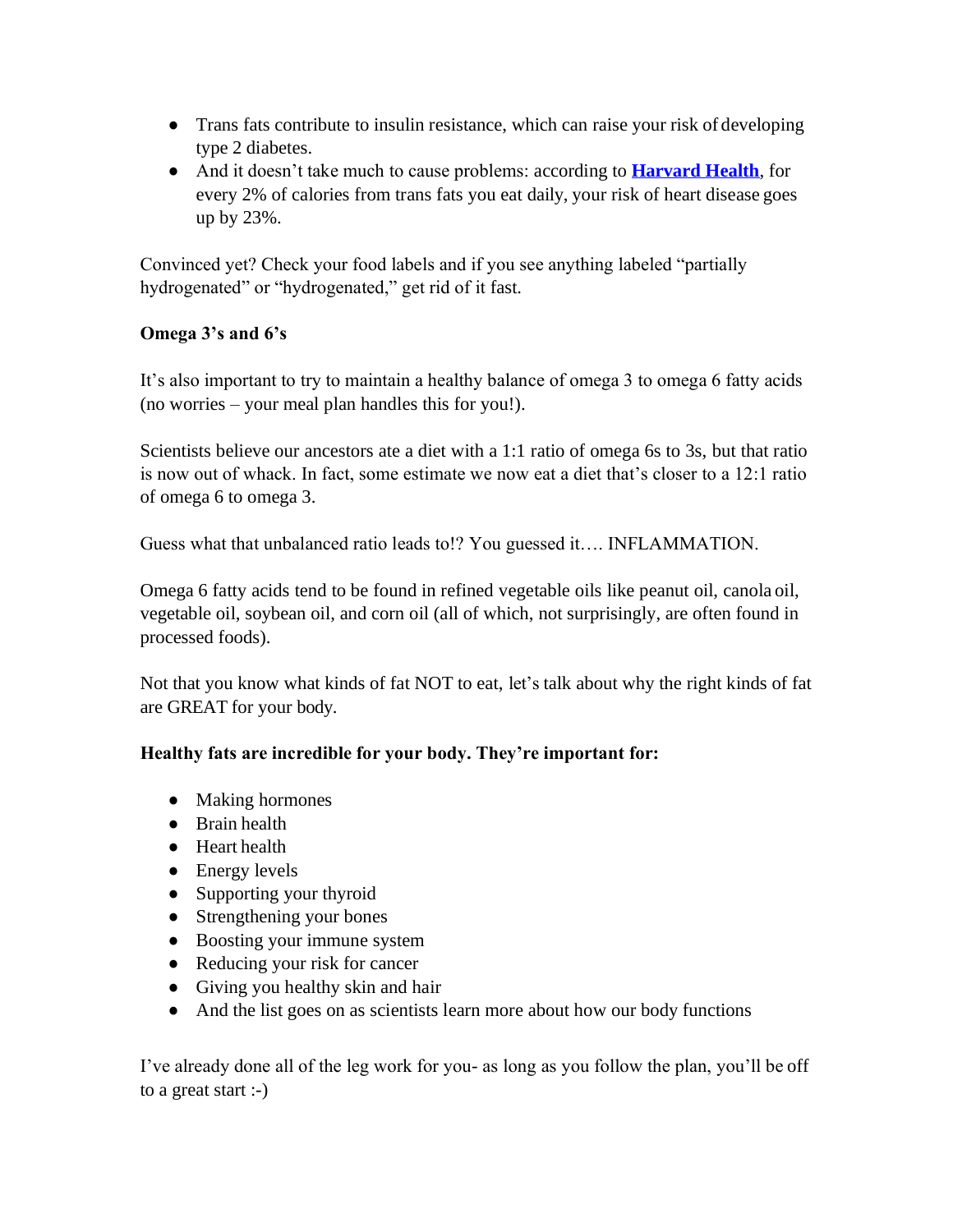- Trans fats contribute to insulin resistance, which can raise your risk of developing type 2 diabetes.
- And it doesn't take much to cause problems: according to **Harvard Health**, for every 2% of calories from trans fats you eat daily, your risk of heart disease goes up by 23%.

Convinced yet? Check your food labels and if you see anything labeled "partially hydrogenated" or "hydrogenated," get rid of it fast.

**Omega 3's and 6's**

It's also important to try to maintain a healthy balance of omega 3 to omega 6 fatty acids (no worries – your meal plan handles this for you!).

Scientists believe our ancestors ate a diet with a 1:1 ratio of omega 6s to 3s, but that ratio is now out of whack. In fact, some estimate we now eat a diet that's closer to a 12:1 ratio of omega 6 to omega 3.

Guess what that unbalanced ratio leads to!? You guessed it…. INFLAMMATION.

Omega 6 fatty acids tend to be found in refined vegetable oils like peanut oil, canola oil, vegetable oil, soybean oil, and corn oil (all of which, not surprisingly, are often found in processed foods).

Not that you know what kinds of fat NOT to eat, let's talk about why the right kinds of fat are GREAT for your body.

**Healthy fats are incredible for your body. They're important for:**

- Making hormones
- Brain health
- Heart health
- Energy levels
- Supporting your thyroid
- Strengthening your bones
- Boosting your immune system
- Reducing your risk for cancer
- Giving you healthy skin and hair
- And the list goes on as scientists learn more about how our body functions

I've already done all of the leg work for you- as long as you follow the plan, you'll be off to a great start :-)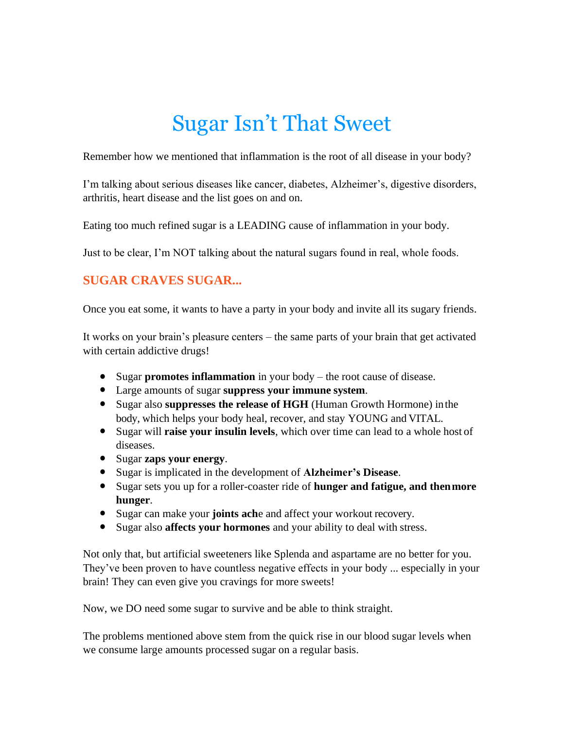# Sugar Isn't That Sweet

Remember how we mentioned that inflammation is the root of all disease in your body?

I'm talking about serious diseases like cancer, diabetes, Alzheimer's, digestive disorders, arthritis, heart disease and the list goes on and on.

Eating too much refined sugar is a LEADING cause of inflammation in your body.

Just to be clear, I'm NOT talking about the natural sugars found in real, whole foods.

## SUGAR CRAVES SUGAR...

Once you eat some, it wants to have a party in your body and invite all its sugary friends.

It works on your brain's pleasure centers – the same parts of your brain that get activated with certain addictive drugs!

- Sugar **promotes inflammation** in your body – the root cause of disease.
- Large amounts of sugar **suppress your immune system**.
- Sugar also **suppresses the release of HGH** (Human Growth Hormone) in the body, which helps your body heal, recover, and stay YOUNG and VITAL.
- Sugar will **raise your insulin levels**, which over time can lead to a whole host of diseases.
- Sugar **zaps your energy**.
- Sugar is implicated in the development of **Alzheimer's Disease**.
- Sugar sets you up for a roller-coaster ride of **hunger and fatigue, and then more hunger**.
- Sugar can make your **joints ach**e and affect your workout recovery.
- Sugar also **affects your hormones** and your ability to deal with stress.

Not only that, but artificial sweeteners like Splenda and aspartame are no better for you. They've been proven to have countless negative effects in your body ... especially in your brain! They can even give you cravings for more sweets!

Now, we DO need some sugar to survive and be able to think straight.

The problems mentioned above stem from the quick rise in our blood sugar levels when we consume large amounts processed sugar on a regular basis.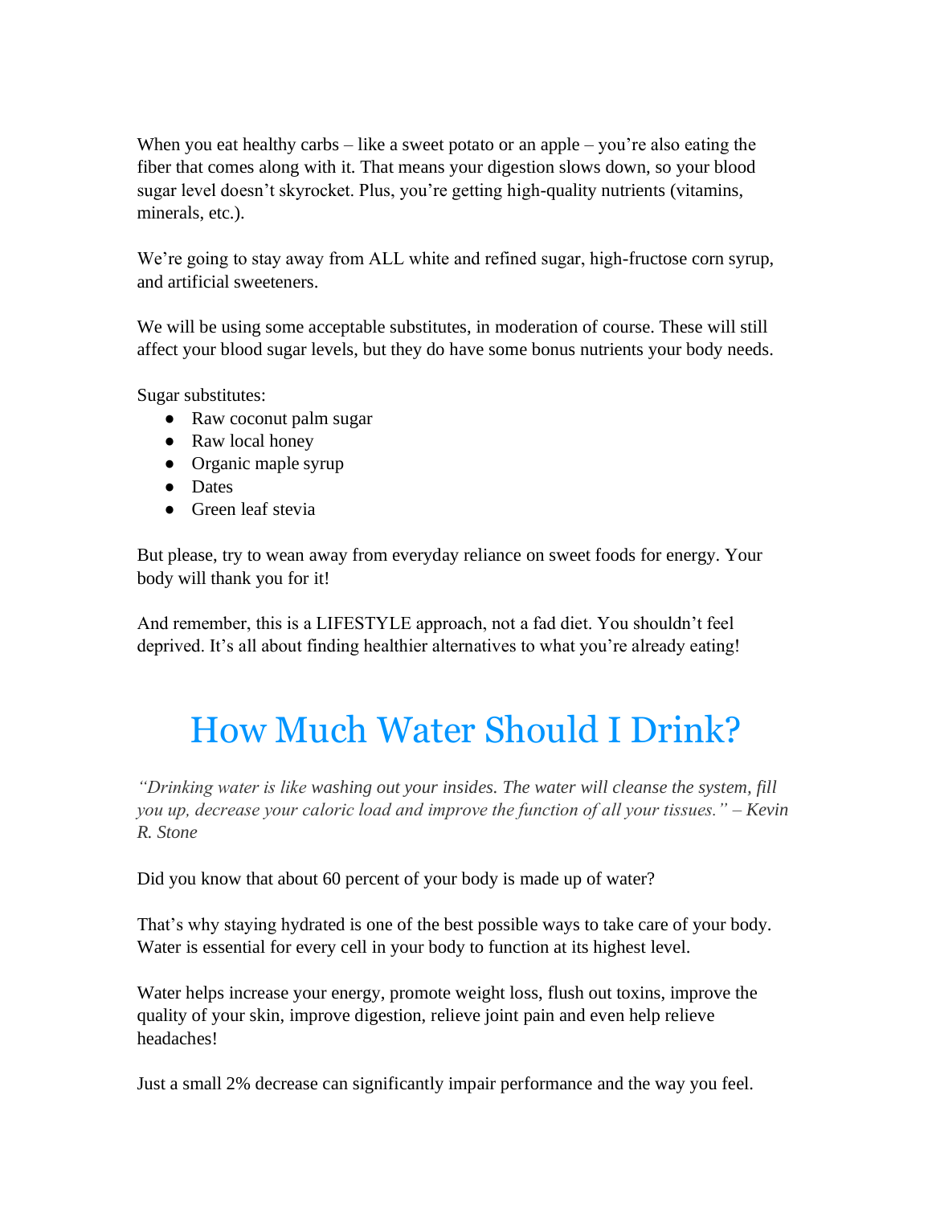When you eat healthy carbs – like a sweet potato or an apple – you're also eating the fiber that comes along with it. That means your digestion slows down, so your blood sugar level doesn't skyrocket. Plus, you're getting high-quality nutrients (vitamins, minerals, etc.).

We're going to stay away from ALL white and refined sugar, high-fructose corn syrup, and artificial sweeteners.

We will be using some acceptable substitutes, in moderation of course. These will still affect your blood sugar levels, but they do have some bonus nutrients your body needs.

Sugar substitutes:

- Raw coconut palm sugar
- Raw local honey
- Organic maple syrup
- Dates
- Green leaf stevia

But please, try to wean away from everyday reliance on sweet foods for energy. Your body will thank you for it!

And remember, this is a LIFESTYLE approach, not a fad diet. You shouldn't feel deprived. It's all about finding healthier alternatives to what you're already eating!

# How Much Water Should I Drink?

*"Drinking water is like washing out your insides. The water will cleanse the system, fill you up, decrease your caloric load and improve the function of all your tissues." – Kevin R. Stone*

Did you know that about 60 percent of your body is made up of water?

That's why staying hydrated is one of the best possible ways to take care of your body. Water is essential for every cell in your body to function at its highest level.

Water helps increase your energy, promote weight loss, flush out toxins, improve the quality of your skin, improve digestion, relieve joint pain and even help relieve headaches!

Just a small 2% decrease can significantly impair performance and the way you feel.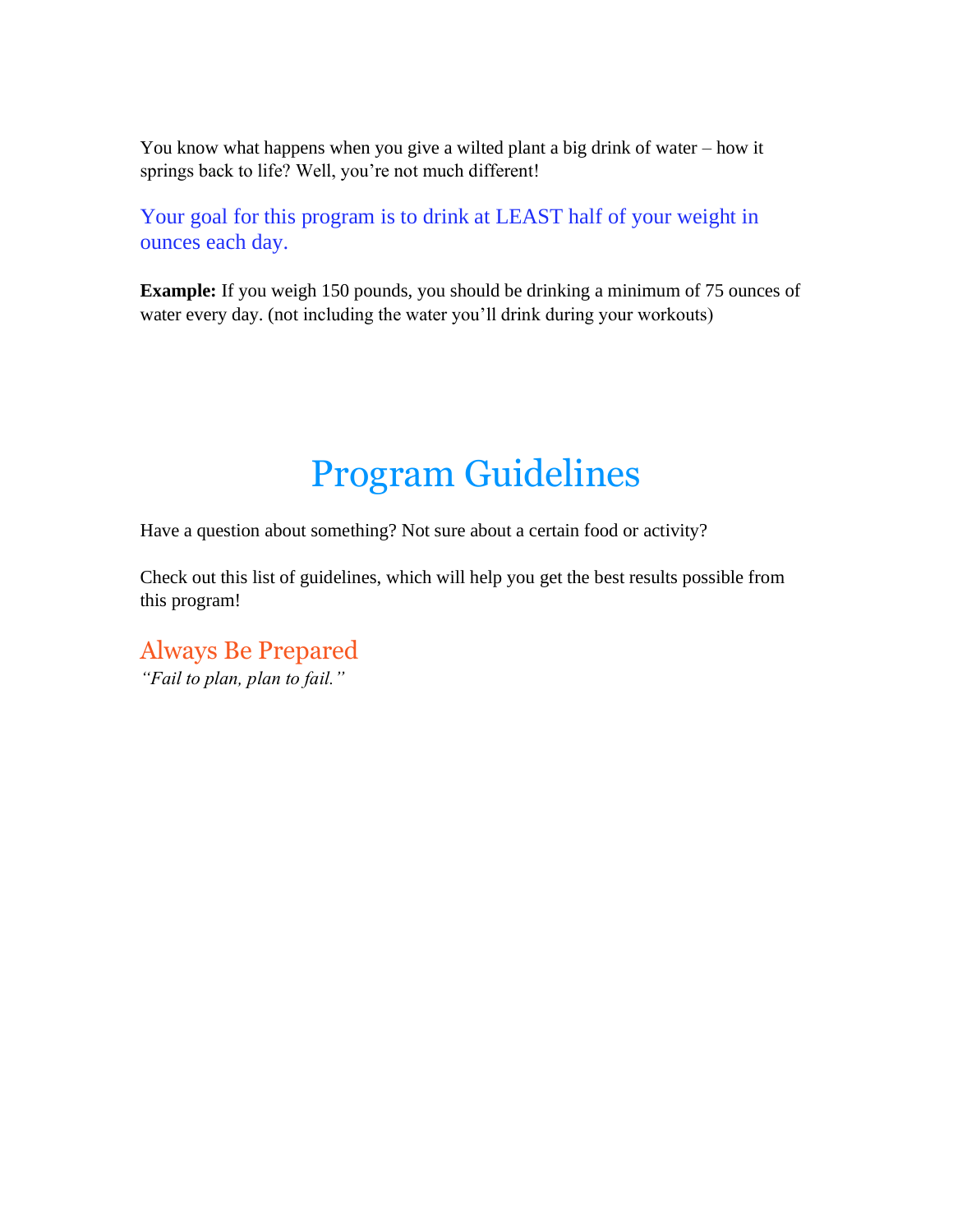You know what happens when you give a wilted plant a big drink of water – how it springs back to life? Well, you're not much different!

Your goal for this program is to drink at LEAST half of your weight in ounces each day.

**Example:** If you weigh 150 pounds, you should be drinking a minimum of 75 ounces of water every day. (not including the water you'll drink during your workouts)

# Program Guidelines

Have a question about something? Not sure about a certain food or activity?

Check out this list of guidelines, which will help you get the best results possible from this program!

## Always Be Prepared

*"Fail to plan, plan to fail."*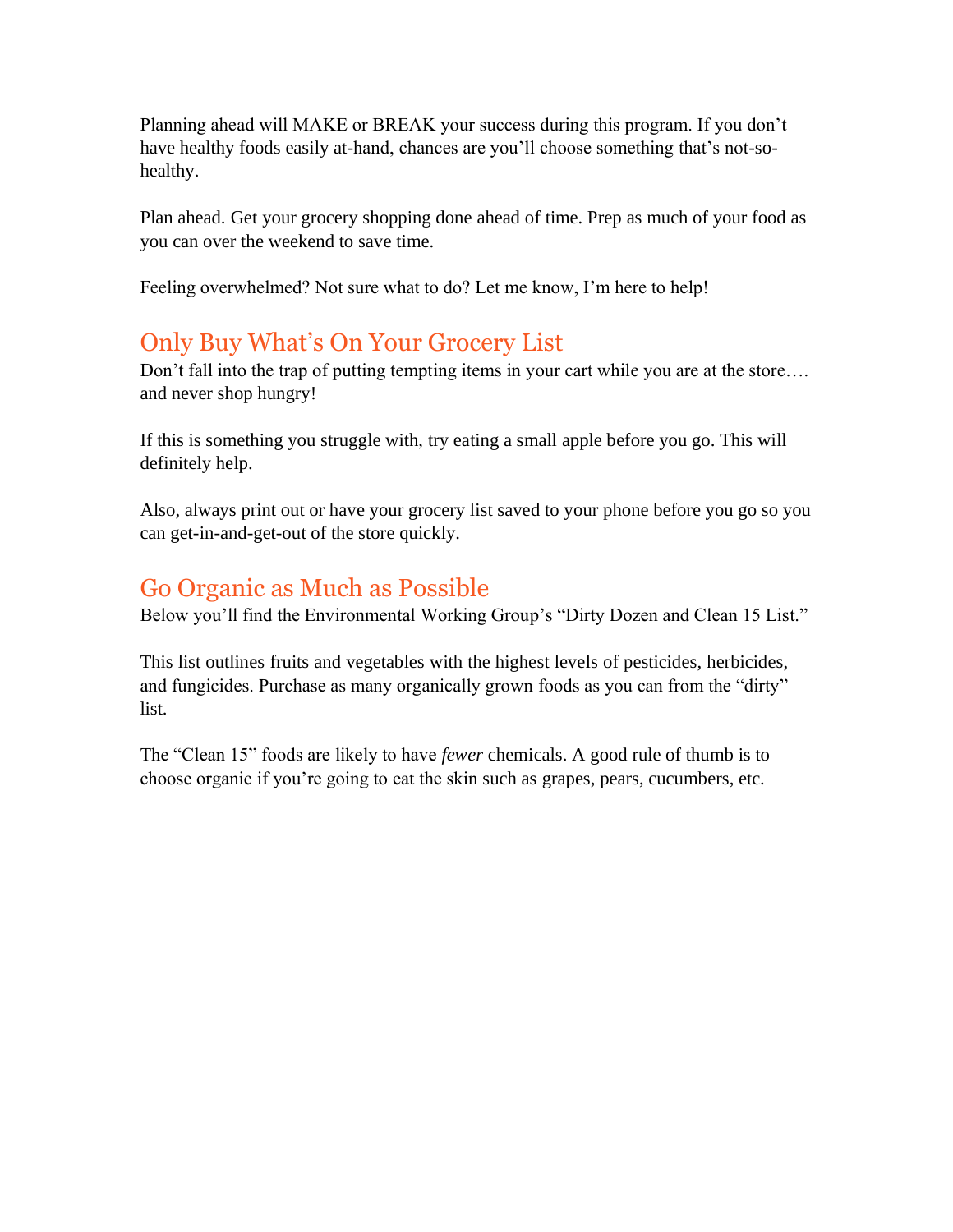Planning ahead will MAKE or BREAK your success during this program. If you don't have healthy foods easily at-hand, chances are you'll choose something that's not-so-healthy.

Plan ahead. Get your grocery shopping done ahead of time. Prep as much of your food as you can over the weekend to save time.

Feeling overwhelmed? Not sure what to do? Let me know, I'm here to help!

## Only Buy What's On Your Grocery List

Don't fall into the trap of putting tempting items in your cart while you are at the store…. and never shop hungry!

If this is something you struggle with, try eating a small apple before you go. This will definitely help.

Also, always print out or have your grocery list saved to your phone before you go so you can get-in-and-get-out of the store quickly.

## Go Organic as Much as Possible

Below you'll find the Environmental Working Group's "Dirty Dozen and Clean 15 List."

This list outlines fruits and vegetables with the highest levels of pesticides, herbicides, and fungicides. Purchase as many organically grown foods as you can from the "dirty" list.

The "Clean 15" foods are likely to have *fewer* chemicals. A good rule of thumb is to choose organic if you're going to eat the skin such as grapes, pears, cucumbers, etc.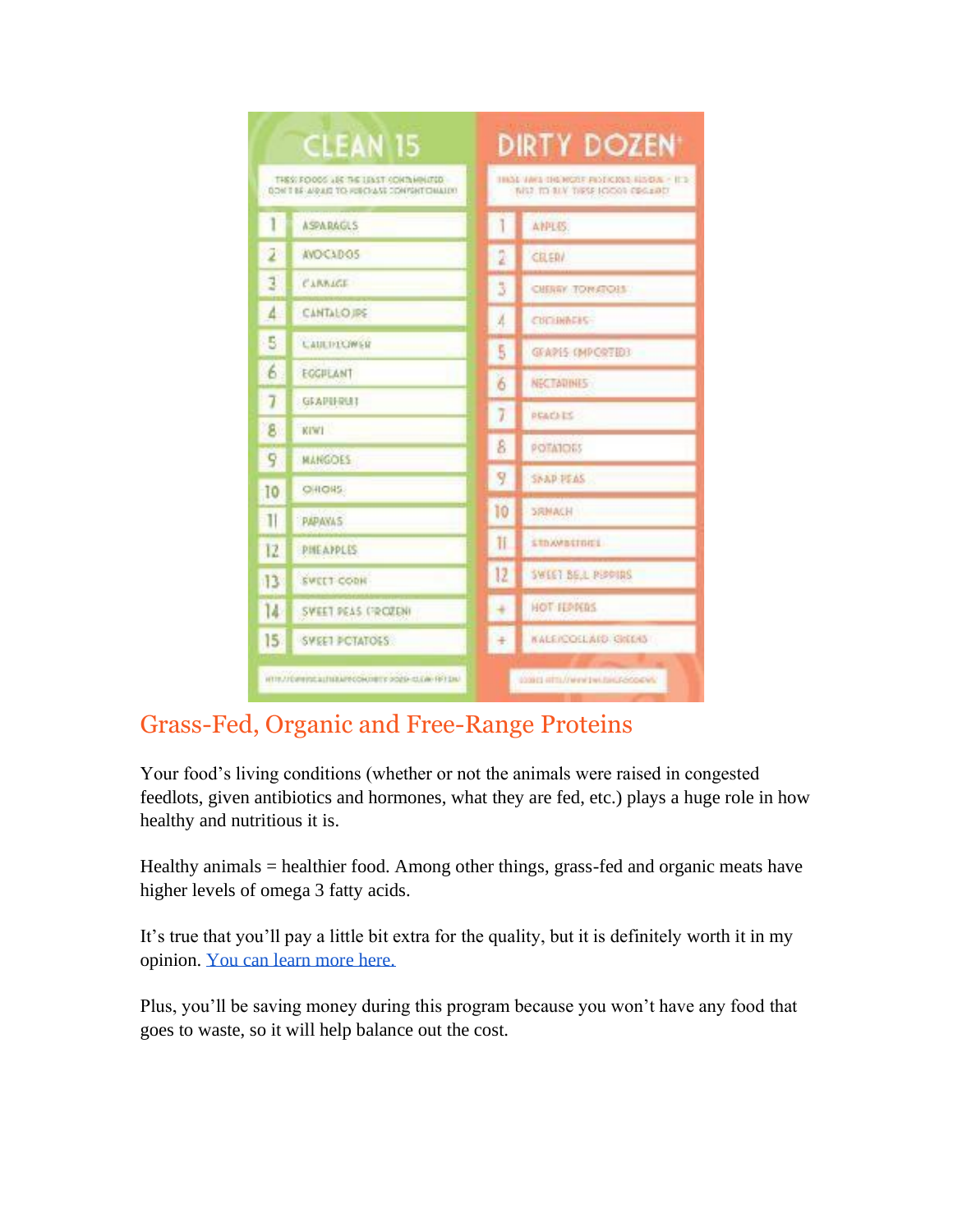| CLEAN 15 | | DIRTY DOZEN | |
|---|---|---|---|
| THESE FOODS ARE THE LEAST CONTAMINATED - DON'T BE AFRAID TO PURCHASE CONVENTIONALLY! | | THESE ARE THE MOST PESTICIDE FOODS - IT'S BEST TO BUY THESE FOODS ORGANIC! | |
| 1 | ASPARAGUS | 1 | APPLES |
| 2 | AVOCADOS | 2 | CELERY |
| 3 | CABBAGE | 3 | CHERRY TOMATOES |
| 4 | CANTALOUPE | 4 | CUCUMBERS |
| 5 | CAULIFLOWER | 5 | GRAPES (IMPORTED) |
| 6 | EGGPLANT | 6 | NECTARINES |
| 7 | GRAPEFRUIT | 7 | PEACHES |
| 8 | KIWI | 8 | POTATOES |
| 9 | MANGOES | 9 | SNAP PEAS |
| 10 | ONIONS | 10 | SPINACH |
| 11 | PAPAYAS | 11 | STRAWBERRIES |
| 12 | PINEAPPLES | 12 | SWEET BELL PEPPERS |
| 13 | SWEET CORN | + | HOT PEPPERS |
| 14 | SWEET PEAS (FROZEN) | + | KALE/COLLARD GREENS |
| 15 | SWEET POTATOES | | |

## Grass-Fed, Organic and Free-Range Proteins

Your food's living conditions (whether or not the animals were raised in congested feedlots, given antibiotics and hormones, what they are fed, etc.) plays a huge role in how healthy and nutritious it is.

Healthy animals = healthier food. Among other things, grass-fed and organic meats have higher levels of omega 3 fatty acids.

It's true that you'll pay a little bit extra for the quality, but it is definitely worth it in my opinion. [You can learn more here.]()

Plus, you'll be saving money during this program because you won't have any food that goes to waste, so it will help balance out the cost.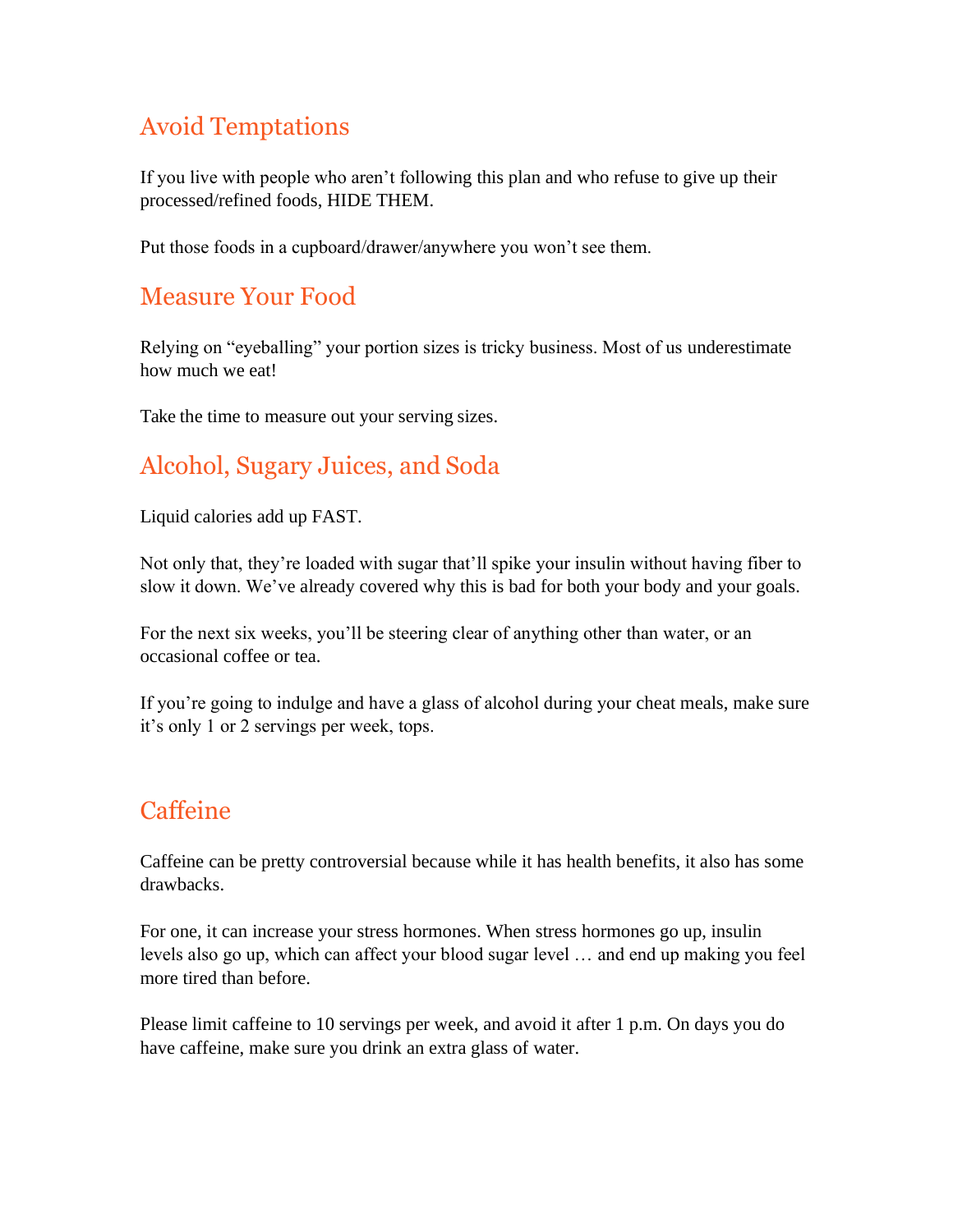## Avoid Temptations

If you live with people who aren't following this plan and who refuse to give up their processed/refined foods, HIDE THEM.

Put those foods in a cupboard/drawer/anywhere you won't see them.

## Measure Your Food

Relying on "eyeballing" your portion sizes is tricky business. Most of us underestimate how much we eat!

Take the time to measure out your serving sizes.

## Alcohol, Sugary Juices, and Soda

Liquid calories add up FAST.

Not only that, they're loaded with sugar that'll spike your insulin without having fiber to slow it down. We've already covered why this is bad for both your body and your goals.

For the next six weeks, you'll be steering clear of anything other than water, or an occasional coffee or tea.

If you're going to indulge and have a glass of alcohol during your cheat meals, make sure it's only 1 or 2 servings per week, tops.

## Caffeine

Caffeine can be pretty controversial because while it has health benefits, it also has some drawbacks.

For one, it can increase your stress hormones. When stress hormones go up, insulin levels also go up, which can affect your blood sugar level … and end up making you feel more tired than before.

Please limit caffeine to 10 servings per week, and avoid it after 1 p.m. On days you do have caffeine, make sure you drink an extra glass of water.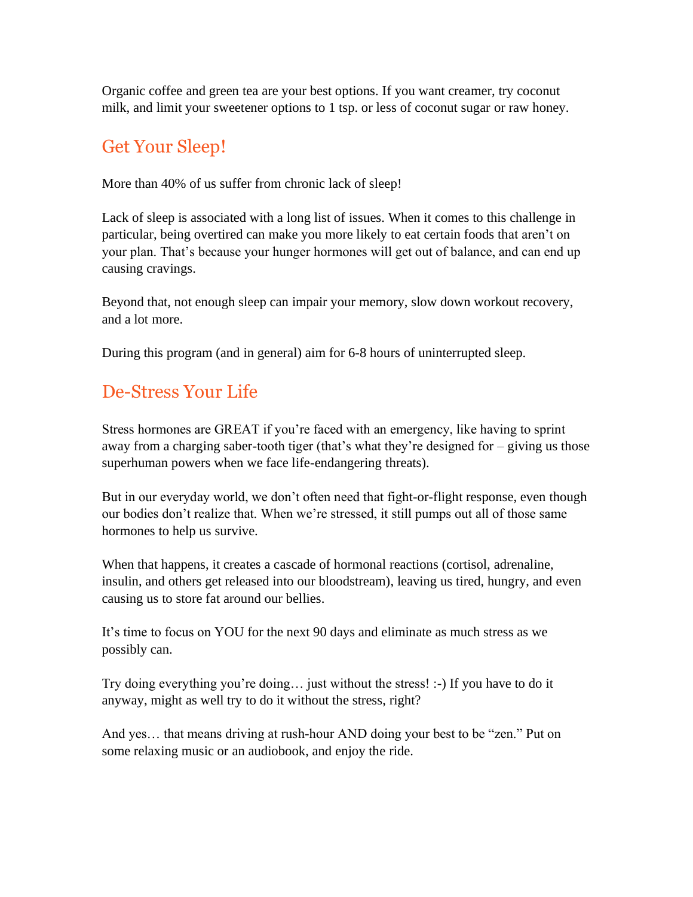Organic coffee and green tea are your best options. If you want creamer, try coconut milk, and limit your sweetener options to 1 tsp. or less of coconut sugar or raw honey.

## Get Your Sleep!

More than 40% of us suffer from chronic lack of sleep!

Lack of sleep is associated with a long list of issues. When it comes to this challenge in particular, being overtired can make you more likely to eat certain foods that aren't on your plan. That's because your hunger hormones will get out of balance, and can end up causing cravings.

Beyond that, not enough sleep can impair your memory, slow down workout recovery, and a lot more.

During this program (and in general) aim for 6-8 hours of uninterrupted sleep.

## De-Stress Your Life

Stress hormones are GREAT if you're faced with an emergency, like having to sprint away from a charging saber-tooth tiger (that's what they're designed for – giving us those superhuman powers when we face life-endangering threats).

But in our everyday world, we don't often need that fight-or-flight response, even though our bodies don't realize that. When we're stressed, it still pumps out all of those same hormones to help us survive.

When that happens, it creates a cascade of hormonal reactions (cortisol, adrenaline, insulin, and others get released into our bloodstream), leaving us tired, hungry, and even causing us to store fat around our bellies.

It's time to focus on YOU for the next 90 days and eliminate as much stress as we possibly can.

Try doing everything you're doing… just without the stress! :-) If you have to do it anyway, might as well try to do it without the stress, right?

And yes… that means driving at rush-hour AND doing your best to be "zen." Put on some relaxing music or an audiobook, and enjoy the ride.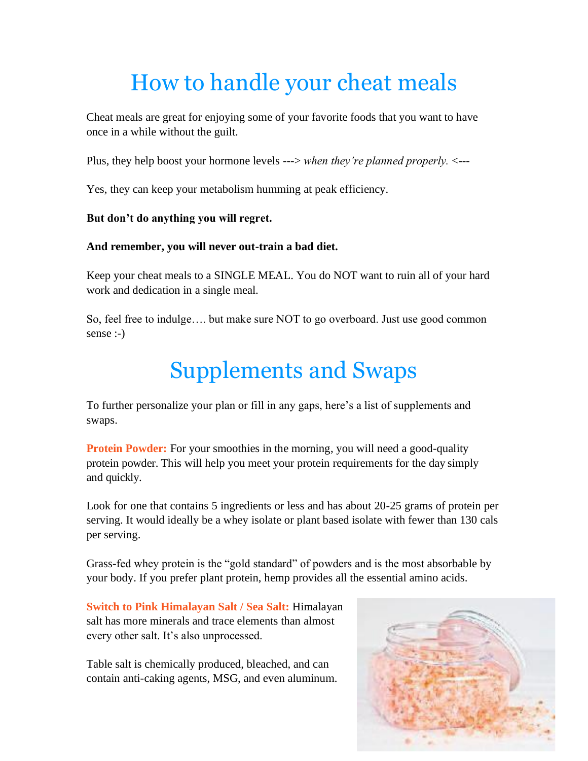# How to handle your cheat meals

Cheat meals are great for enjoying some of your favorite foods that you want to have once in a while without the guilt.

Plus, they help boost your hormone levels ---> *when they're planned properly.* <---

Yes, they can keep your metabolism humming at peak efficiency.

**But don't do anything you will regret.**

**And remember, you will never out-train a bad diet.**

Keep your cheat meals to a SINGLE MEAL. You do NOT want to ruin all of your hard work and dedication in a single meal.

So, feel free to indulge…. but make sure NOT to go overboard. Just use good common sense :-)

# Supplements and Swaps

To further personalize your plan or fill in any gaps, here's a list of supplements and swaps.

**Protein Powder:** For your smoothies in the morning, you will need a good-quality protein powder. This will help you meet your protein requirements for the day simply and quickly.

Look for one that contains 5 ingredients or less and has about 20-25 grams of protein per serving. It would ideally be a whey isolate or plant based isolate with fewer than 130 cals per serving.

Grass-fed whey protein is the "gold standard" of powders and is the most absorbable by your body. If you prefer plant protein, hemp provides all the essential amino acids.

**Switch to Pink Himalayan Salt / Sea Salt:** Himalayan salt has more minerals and trace elements than almost every other salt. It's also unprocessed.

Table salt is chemically produced, bleached, and can contain anti-caking agents, MSG, and even aluminum.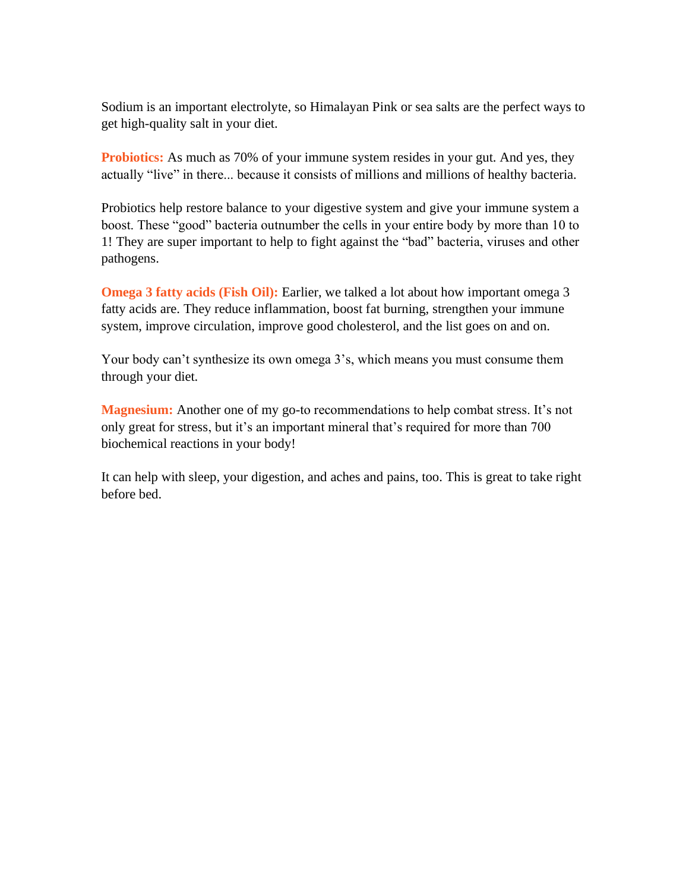Sodium is an important electrolyte, so Himalayan Pink or sea salts are the perfect ways to get high-quality salt in your diet.

**Probiotics:** As much as 70% of your immune system resides in your gut. And yes, they actually “live” in there... because it consists of millions and millions of healthy bacteria.

Probiotics help restore balance to your digestive system and give your immune system a boost. These “good” bacteria outnumber the cells in your entire body by more than 10 to 1! They are super important to help to fight against the “bad” bacteria, viruses and other pathogens.

**Omega 3 fatty acids (Fish Oil):** Earlier, we talked a lot about how important omega 3 fatty acids are. They reduce inflammation, boost fat burning, strengthen your immune system, improve circulation, improve good cholesterol, and the list goes on and on.

Your body can’t synthesize its own omega 3’s, which means you must consume them through your diet.

**Magnesium:** Another one of my go-to recommendations to help combat stress. It’s not only great for stress, but it’s an important mineral that’s required for more than 700 biochemical reactions in your body!

It can help with sleep, your digestion, and aches and pains, too. This is great to take right before bed.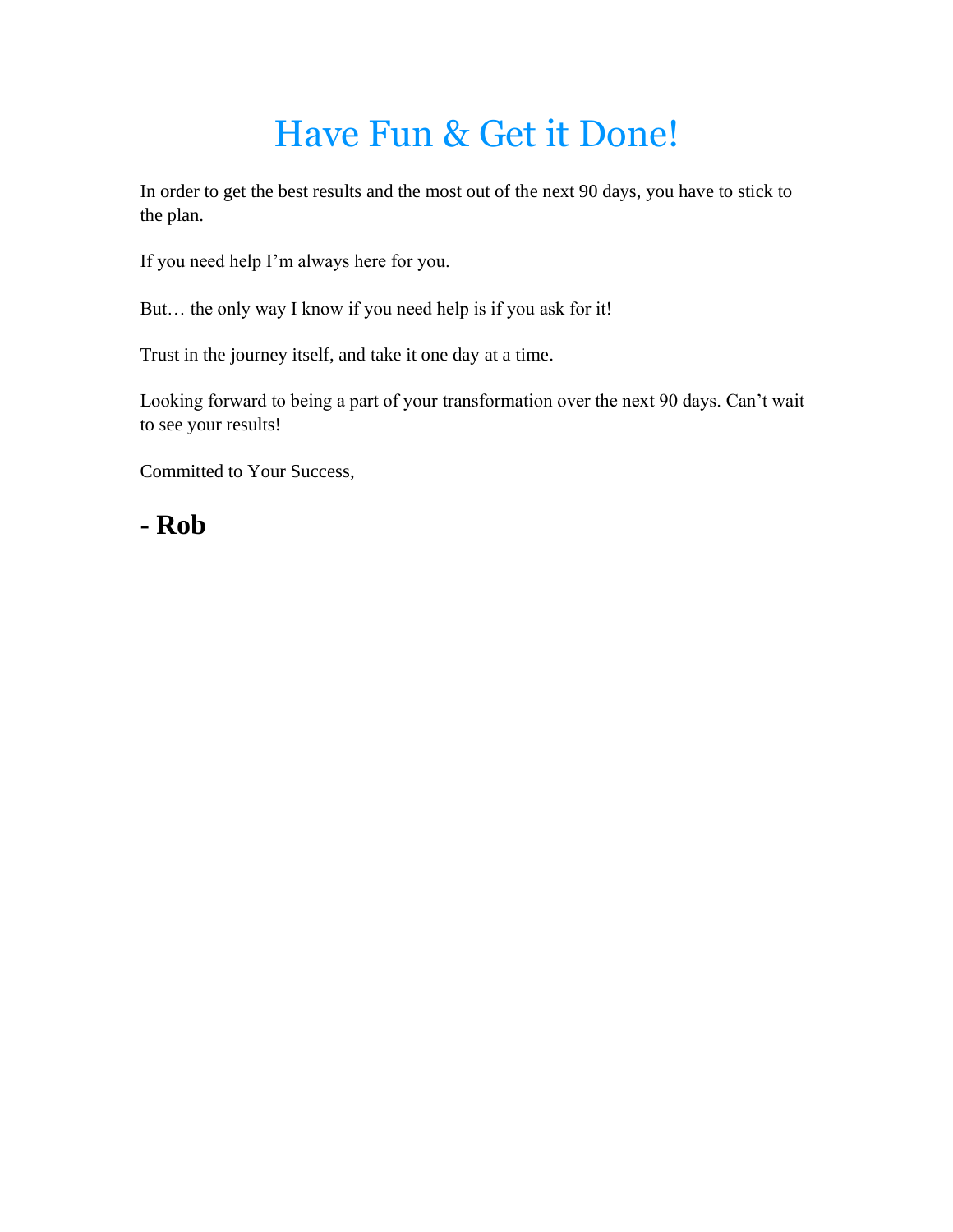# Have Fun & Get it Done!

In order to get the best results and the most out of the next 90 days, you have to stick to the plan.

If you need help I'm always here for you.

But… the only way I know if you need help is if you ask for it!

Trust in the journey itself, and take it one day at a time.

Looking forward to being a part of your transformation over the next 90 days. Can't wait to see your results!

Committed to Your Success,

**- Rob**